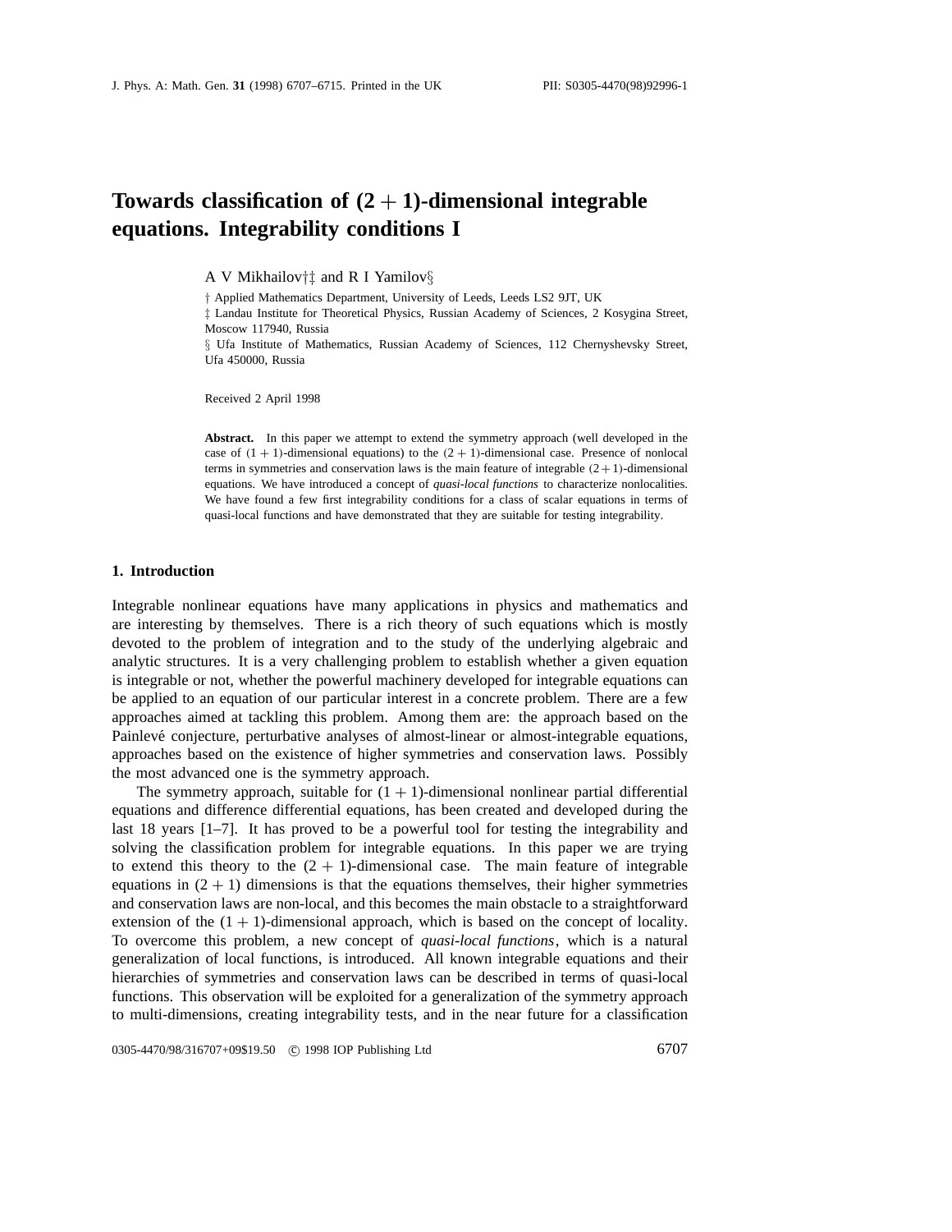# Towards classification of $(2+1)$-dimensional integrable equations. Integrability conditions I

A V Mikhailov†‡ and R I Yamilov§

† Applied Mathematics Department, University of Leeds, Leeds LS2 9JT, UK

‡ Landau Institute for Theoretical Physics, Russian Academy of Sciences, 2 Kosygina Street, Moscow 117940, Russia

§ Ufa Institute of Mathematics, Russian Academy of Sciences, 112 Chernyshevsky Street, Ufa 450000, Russia

Received 2 April 1998

**Abstract.** In this paper we attempt to extend the symmetry approach (well developed in the case of $(1+1)$-dimensional equations) to the $(2+1)$-dimensional case. Presence of nonlocal terms in symmetries and conservation laws is the main feature of integrable $(2+1)$-dimensional equations. We have introduced a concept of *quasi-local functions* to characterize nonlocalities. We have found a few first integrability conditions for a class of scalar equations in terms of quasi-local functions and have demonstrated that they are suitable for testing integrability.

## 1. Introduction

Integrable nonlinear equations have many applications in physics and mathematics and are interesting by themselves. There is a rich theory of such equations which is mostly devoted to the problem of integration and to the study of the underlying algebraic and analytic structures. It is a very challenging problem to establish whether a given equation is integrable or not, whether the powerful machinery developed for integrable equations can be applied to an equation of our particular interest in a concrete problem. There are a few approaches aimed at tackling this problem. Among them are: the approach based on the Painlevé conjecture, perturbative analyses of almost-linear or almost-integrable equations, approaches based on the existence of higher symmetries and conservation laws. Possibly the most advanced one is the symmetry approach.

The symmetry approach, suitable for $(1+1)$-dimensional nonlinear partial differential equations and difference differential equations, has been created and developed during the last 18 years [1–7]. It has proved to be a powerful tool for testing the integrability and solving the classification problem for integrable equations. In this paper we are trying to extend this theory to the $(2+1)$-dimensional case. The main feature of integrable equations in $(2+1)$ dimensions is that the equations themselves, their higher symmetries and conservation laws are non-local, and this becomes the main obstacle to a straightforward extension of the $(1+1)$-dimensional approach, which is based on the concept of locality. To overcome this problem, a new concept of *quasi-local functions*, which is a natural generalization of local functions, is introduced. All known integrable equations and their hierarchies of symmetries and conservation laws can be described in terms of quasi-local functions. This observation will be exploited for a generalization of the symmetry approach to multi-dimensions, creating integrability tests, and in the near future for a classification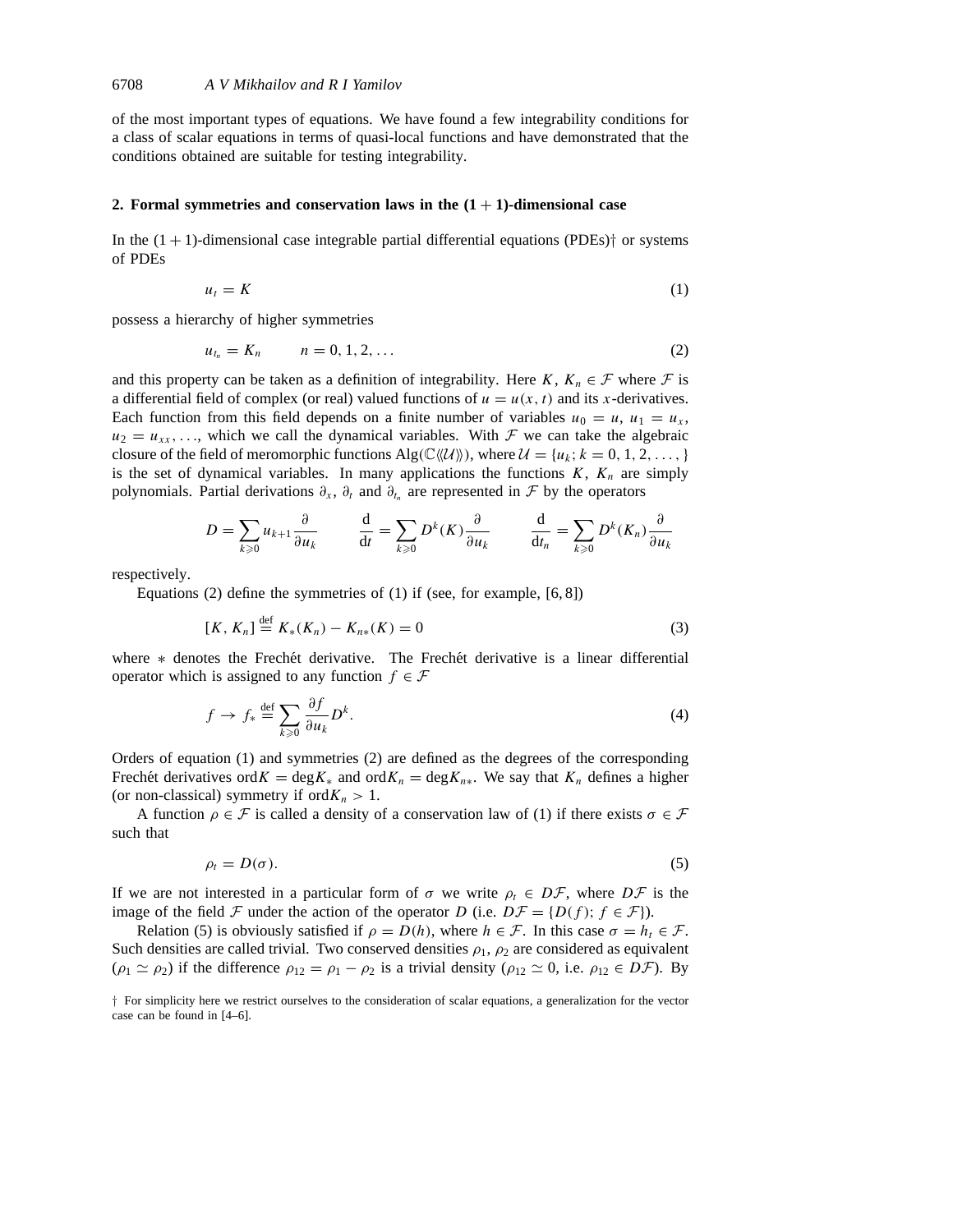of the most important types of equations. We have found a few integrability conditions for a class of scalar equations in terms of quasi-local functions and have demonstrated that the conditions obtained are suitable for testing integrability.

## 2. Formal symmetries and conservation laws in the $(1+1)$-dimensional case

In the $(1+1)$-dimensional case integrable partial differential equations (PDEs)† or systems of PDEs

$$u_t = K \tag{1}$$

possess a hierarchy of higher symmetries

$$u_{t_n} = K_n \qquad n = 0, 1, 2, \ldots \tag{2}$$

and this property can be taken as a definition of integrability. Here $K, K_n \in \mathcal{F}$ where $\mathcal{F}$ is a differential field of complex (or real) valued functions of $u = u(x,t)$ and its $x$-derivatives. Each function from this field depends on a finite number of variables $u_0 = u$, $u_1 = u_x$, $u_2 = u_{xx}, \ldots$, which we call the dynamical variables. With $\mathcal{F}$ we can take the algebraic closure of the field of meromorphic functions $\mathrm{Alg}(\mathbb{C}\langle\!\langle \mathcal{U} \rangle\!\rangle)$, where $\mathcal{U} = \{u_k; k = 0, 1, 2, \ldots, \}$ is the set of dynamical variables. In many applications the functions $K$, $K_n$ are simply polynomials. Partial derivations $\partial_x$, $\partial_t$ and $\partial_{t_n}$ are represented in $\mathcal{F}$ by the operators

$$D = \sum_{k \geqslant 0} u_{k+1} \frac{\partial}{\partial u_k} \qquad \frac{\mathrm{d}}{\mathrm{d}t} = \sum_{k \geqslant 0} D^k(K) \frac{\partial}{\partial u_k} \qquad \frac{\mathrm{d}}{\mathrm{d}t_n} = \sum_{k \geqslant 0} D^k(K_n) \frac{\partial}{\partial u_k}$$

respectively.

Equations (2) define the symmetries of (1) if (see, for example, [6, 8])

$$[K, K_n] \stackrel{\mathrm{def}}{=} K_*(K_n) - K_{n*}(K) = 0 \tag{3}$$

where $*$ denotes the Frechét derivative. The Frechét derivative is a linear differential operator which is assigned to any function $f \in \mathcal{F}$

$$f \rightarrow f_* \stackrel{\mathrm{def}}{=} \sum_{k \geqslant 0} \frac{\partial f}{\partial u_k} D^k. \tag{4}$$

Orders of equation (1) and symmetries (2) are defined as the degrees of the corresponding Frechét derivatives $\mathrm{ord} K = \deg K_*$ and $\mathrm{ord} K_n = \deg K_{n*}$. We say that $K_n$ defines a higher (or non-classical) symmetry if $\mathrm{ord} K_n > 1$.

A function $\rho \in \mathcal{F}$ is called a density of a conservation law of (1) if there exists $\sigma \in \mathcal{F}$ such that

$$\rho_t = D(\sigma). \tag{5}$$

If we are not interested in a particular form of $\sigma$ we write $\rho_t \in D\mathcal{F}$, where $D\mathcal{F}$ is the image of the field $\mathcal{F}$ under the action of the operator $D$ (i.e. $D\mathcal{F} = \{D(f); f \in \mathcal{F}\}$).

Relation (5) is obviously satisfied if $\rho = D(h)$, where $h \in \mathcal{F}$. In this case $\sigma = h_t \in \mathcal{F}$. Such densities are called trivial. Two conserved densities $\rho_1$, $\rho_2$ are considered as equivalent ($\rho_1 \simeq \rho_2$) if the difference $\rho_{12} = \rho_1 - \rho_2$ is a trivial density ($\rho_{12} \simeq 0$, i.e. $\rho_{12} \in D\mathcal{F}$). By

† For simplicity here we restrict ourselves to the consideration of scalar equations, a generalization for the vector case can be found in [4–6].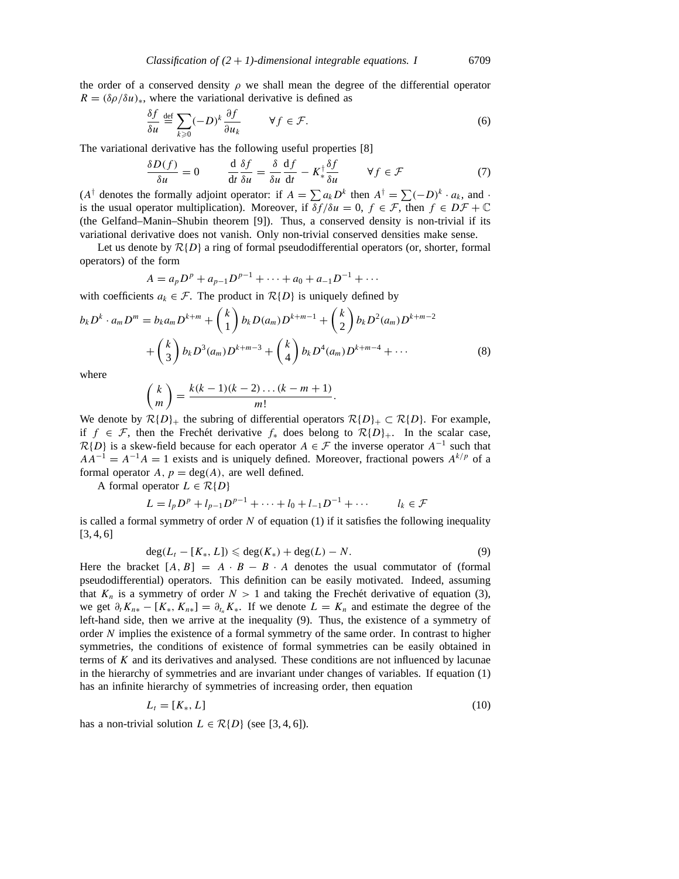the order of a conserved density $\rho$ we shall mean the degree of the differential operator $R = (\delta\rho/\delta u)_*$, where the variational derivative is defined as

$$\frac{\delta f}{\delta u} \stackrel{\text{def}}{=} \sum_{k\geqslant 0} (-D)^k \frac{\partial f}{\partial u_k} \qquad \forall f \in \mathcal{F}. \tag{6}$$

The variational derivative has the following useful properties [8]

$$\frac{\delta D(f)}{\delta u} = 0 \qquad \frac{\mathrm{d}}{\mathrm{d}t}\frac{\delta f}{\delta u} = \frac{\delta}{\delta u}\frac{\mathrm{d}f}{\mathrm{d}t} - K_*^\dagger \frac{\delta f}{\delta u} \qquad \forall f \in \mathcal{F} \tag{7}$$

($A^\dagger$ denotes the formally adjoint operator: if $A = \sum a_k D^k$ then $A^\dagger = \sum (-D)^k \cdot a_k$, and $\cdot$ is the usual operator multiplication). Moreover, if $\delta f/\delta u = 0$, $f \in \mathcal{F}$, then $f \in D\mathcal{F} + \mathbb{C}$ (the Gelfand–Manin–Shubin theorem [9]). Thus, a conserved density is non-trivial if its variational derivative does not vanish. Only non-trivial conserved densities make sense.

Let us denote by $\mathcal{R}\{D\}$ a ring of formal pseudodifferential operators (or, shorter, formal operators) of the form

$$A = a_p D^p + a_{p-1}D^{p-1} + \cdots + a_0 + a_{-1}D^{-1} + \cdots$$

with coefficients $a_k \in \mathcal{F}$. The product in $\mathcal{R}\{D\}$ is uniquely defined by

$$\begin{aligned} b_k D^k \cdot a_m D^m = b_k a_m D^{k+m} &+ \binom{k}{1} b_k D(a_m) D^{k+m-1} + \binom{k}{2} b_k D^2(a_m) D^{k+m-2} \\ &+ \binom{k}{3} b_k D^3(a_m) D^{k+m-3} + \binom{k}{4} b_k D^4(a_m) D^{k+m-4} + \cdots \end{aligned} \tag{8}$$

where

$$\binom{k}{m} = \frac{k(k-1)(k-2)\ldots(k-m+1)}{m!}.$$

We denote by $\mathcal{R}\{D\}_+$ the subring of differential operators $\mathcal{R}\{D\}_+ \subset \mathcal{R}\{D\}$. For example, if $f \in \mathcal{F}$, then the Frechét derivative $f_*$ does belong to $\mathcal{R}\{D\}_+$. In the scalar case, $\mathcal{R}\{D\}$ is a skew-field because for each operator $A \in \mathcal{F}$ the inverse operator $A^{-1}$ such that $AA^{-1} = A^{-1}A = 1$ exists and is uniquely defined. Moreover, fractional powers $A^{k/p}$ of a formal operator $A$, $p = \deg(A)$, are well defined.

A formal operator $L \in \mathcal{R}\{D\}$

$$L = l_p D^p + l_{p-1}D^{p-1} + \cdots + l_0 + l_{-1}D^{-1} + \cdots \qquad l_k \in \mathcal{F}$$

is called a formal symmetry of order $N$ of equation (1) if it satisfies the following inequality [3, 4, 6]

$$\deg(L_t - [K_*, L]) \leqslant \deg(K_*) + \deg(L) - N. \tag{9}$$

Here the bracket $[A, B] = A \cdot B - B \cdot A$ denotes the usual commutator of (formal pseudodifferential) operators. This definition can be easily motivated. Indeed, assuming that $K_n$ is a symmetry of order $N > 1$ and taking the Frechét derivative of equation (3), we get $\partial_t K_{n*} - [K_*, K_{n*}] = \partial_{t_n} K_*$. If we denote $L = K_n$ and estimate the degree of the left-hand side, then we arrive at the inequality (9). Thus, the existence of a symmetry of order $N$ implies the existence of a formal symmetry of the same order. In contrast to higher symmetries, the conditions of existence of formal symmetries can be easily obtained in terms of $K$ and its derivatives and analysed. These conditions are not influenced by lacunae in the hierarchy of symmetries and are invariant under changes of variables. If equation (1) has an infinite hierarchy of symmetries of increasing order, then equation

$$L_t = [K_*, L] \tag{10}$$

has a non-trivial solution $L \in \mathcal{R}\{D\}$ (see [3, 4, 6]).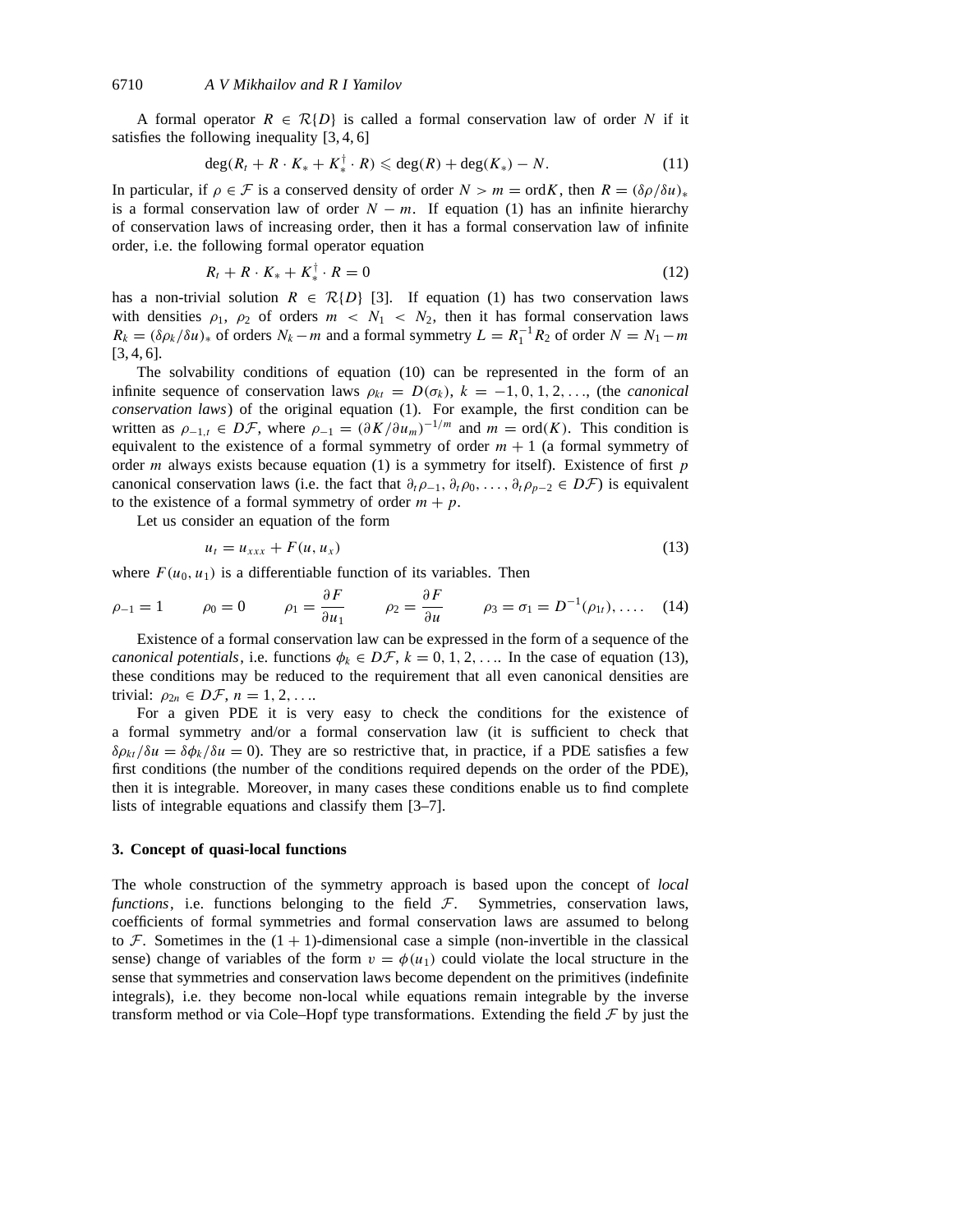A formal operator $R \in \mathcal{R}\{D\}$ is called a formal conservation law of order $N$ if it satisfies the following inequality [3, 4, 6]

$$\deg(R_t + R \cdot K_* + K_*^\dagger \cdot R) \leqslant \deg(R) + \deg(K_*) - N. \tag{11}$$

In particular, if $\rho \in \mathcal{F}$ is a conserved density of order $N > m = \mathrm{ord}K$, then $R = (\delta\rho/\delta u)_*$ is a formal conservation law of order $N - m$. If equation (1) has an infinite hierarchy of conservation laws of increasing order, then it has a formal conservation law of infinite order, i.e. the following formal operator equation

$$R_t + R \cdot K_* + K_*^\dagger \cdot R = 0 \tag{12}$$

has a non-trivial solution $R \in \mathcal{R}\{D\}$ [3]. If equation (1) has two conservation laws with densities $\rho_1$, $\rho_2$ of orders $m < N_1 < N_2$, then it has formal conservation laws $R_k = (\delta\rho_k/\delta u)_*$ of orders $N_k - m$ and a formal symmetry $L = R_1^{-1}R_2$ of order $N = N_1 - m$ [3, 4, 6].

The solvability conditions of equation (10) can be represented in the form of an infinite sequence of conservation laws $\rho_{kt} = D(\sigma_k)$, $k = -1, 0, 1, 2, \ldots$, (the *canonical conservation laws*) of the original equation (1). For example, the first condition can be written as $\rho_{-1,t} \in D\mathcal{F}$, where $\rho_{-1} = (\partial K/\partial u_m)^{-1/m}$ and $m = \mathrm{ord}(K)$. This condition is equivalent to the existence of a formal symmetry of order $m + 1$ (a formal symmetry of order $m$ always exists because equation (1) is a symmetry for itself). Existence of first $p$ canonical conservation laws (i.e. the fact that $\partial_t\rho_{-1}, \partial_t\rho_0, \ldots, \partial_t\rho_{p-2} \in D\mathcal{F}$) is equivalent to the existence of a formal symmetry of order $m + p$.

Let us consider an equation of the form

$$u_t = u_{xxx} + F(u, u_x) \tag{13}$$

where $F(u_0, u_1)$ is a differentiable function of its variables. Then

$$\rho_{-1} = 1 \qquad \rho_0 = 0 \qquad \rho_1 = \frac{\partial F}{\partial u_1} \qquad \rho_2 = \frac{\partial F}{\partial u} \qquad \rho_3 = \sigma_1 = D^{-1}(\rho_{1t}), \ldots. \tag{14}$$

Existence of a formal conservation law can be expressed in the form of a sequence of the *canonical potentials*, i.e. functions $\phi_k \in D\mathcal{F}$, $k = 0, 1, 2, \ldots$. In the case of equation (13), these conditions may be reduced to the requirement that all even canonical densities are trivial: $\rho_{2n} \in D\mathcal{F}$, $n = 1, 2, \ldots$.

For a given PDE it is very easy to check the conditions for the existence of a formal symmetry and/or a formal conservation law (it is sufficient to check that $\delta\rho_{kt}/\delta u = \delta\phi_k/\delta u = 0$). They are so restrictive that, in practice, if a PDE satisfies a few first conditions (the number of the conditions required depends on the order of the PDE), then it is integrable. Moreover, in many cases these conditions enable us to find complete lists of integrable equations and classify them [3–7].

## 3. Concept of quasi-local functions

The whole construction of the symmetry approach is based upon the concept of *local functions*, i.e. functions belonging to the field $\mathcal{F}$. Symmetries, conservation laws, coefficients of formal symmetries and formal conservation laws are assumed to belong to $\mathcal{F}$. Sometimes in the $(1 + 1)$-dimensional case a simple (non-invertible in the classical sense) change of variables of the form $v = \phi(u_1)$ could violate the local structure in the sense that symmetries and conservation laws become dependent on the primitives (indefinite integrals), i.e. they become non-local while equations remain integrable by the inverse transform method or via Cole–Hopf type transformations. Extending the field $\mathcal{F}$ by just the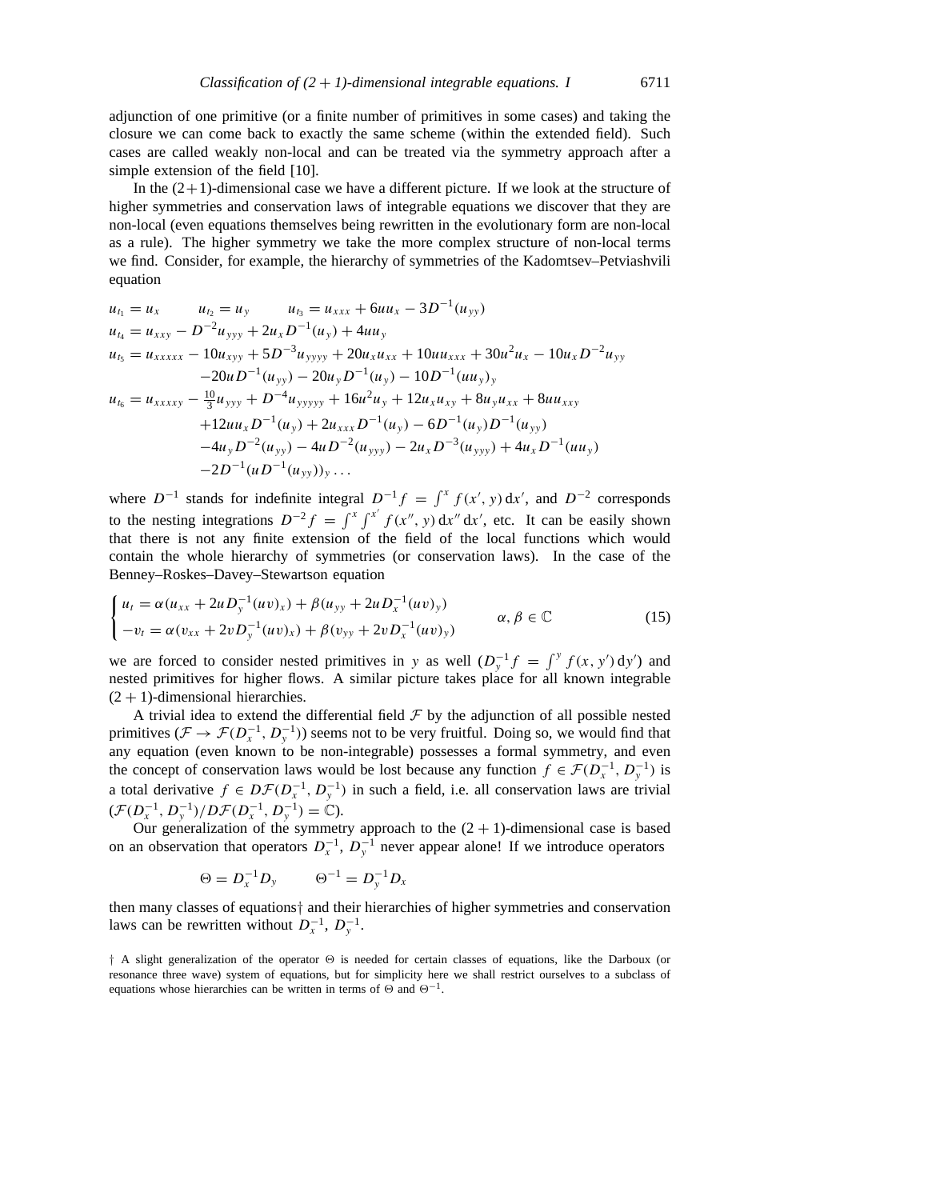adjunction of one primitive (or a finite number of primitives in some cases) and taking the closure we can come back to exactly the same scheme (within the extended field). Such cases are called weakly non-local and can be treated via the symmetry approach after a simple extension of the field [10].

In the $(2+1)$-dimensional case we have a different picture. If we look at the structure of higher symmetries and conservation laws of integrable equations we discover that they are non-local (even equations themselves being rewritten in the evolutionary form are non-local as a rule). The higher symmetry we take the more complex structure of non-local terms we find. Consider, for example, the hierarchy of symmetries of the Kadomtsev–Petviashvili equation

$$
\begin{aligned}
u_{t_1} &= u_x \qquad u_{t_2} = u_y \qquad u_{t_3} = u_{xxx} + 6uu_x - 3D^{-1}(u_{yy}) \\
u_{t_4} &= u_{xxy} - D^{-2}u_{yyy} + 2u_x D^{-1}(u_y) + 4uu_y \\
u_{t_5} &= u_{xxxxx} - 10u_{xyy} + 5D^{-3}u_{yyyy} + 20u_x u_{xx} + 10uu_{xxx} + 30u^2 u_x - 10u_x D^{-2}u_{yy} \\
&\quad -20uD^{-1}(u_{yy}) - 20u_y D^{-1}(u_y) - 10D^{-1}(uu_y)_y \\
u_{t_6} &= u_{xxxxy} - \tfrac{10}{3}u_{yyy} + D^{-4}u_{yyyyy} + 16u^2 u_y + 12u_x u_{xy} + 8u_y u_{xx} + 8uu_{xxy} \\
&\quad +12uu_x D^{-1}(u_y) + 2u_{xxx}D^{-1}(u_y) - 6D^{-1}(u_y)D^{-1}(u_{yy}) \\
&\quad -4u_y D^{-2}(u_{yy}) - 4uD^{-2}(u_{yyy}) - 2u_x D^{-3}(u_{yyy}) + 4u_x D^{-1}(uu_y) \\
&\quad -2D^{-1}(uD^{-1}(u_{yy}))_y \ldots
\end{aligned}
$$

where $D^{-1}$ stands for indefinite integral $D^{-1}f = \int^x f(x', y)\,\mathrm{d}x'$, and $D^{-2}$ corresponds to the nesting integrations $D^{-2}f = \int^x \int^{x'} f(x'', y)\,\mathrm{d}x''\,\mathrm{d}x'$, etc. It can be easily shown that there is not any finite extension of the field of the local functions which would contain the whole hierarchy of symmetries (or conservation laws). In the case of the Benney–Roskes–Davey–Stewartson equation

$$
\begin{cases}
u_t = \alpha(u_{xx} + 2uD_y^{-1}(uv)_x) + \beta(u_{yy} + 2uD_x^{-1}(uv)_y) \\
-v_t = \alpha(v_{xx} + 2vD_y^{-1}(uv)_x) + \beta(v_{yy} + 2vD_x^{-1}(uv)_y)
\end{cases}
\qquad \alpha, \beta \in \mathbb{C} \tag{15}
$$

we are forced to consider nested primitives in $y$ as well ($D_y^{-1}f = \int^y f(x, y')\,\mathrm{d}y'$) and nested primitives for higher flows. A similar picture takes place for all known integrable $(2+1)$-dimensional hierarchies.

A trivial idea to extend the differential field $\mathcal{F}$ by the adjunction of all possible nested primitives ($\mathcal{F} \to \mathcal{F}(D_x^{-1}, D_y^{-1})$) seems not to be very fruitful. Doing so, we would find that any equation (even known to be non-integrable) possesses a formal symmetry, and even the concept of conservation laws would be lost because any function $f \in \mathcal{F}(D_x^{-1}, D_y^{-1})$ is a total derivative $f \in D\mathcal{F}(D_x^{-1}, D_y^{-1})$ in such a field, i.e. all conservation laws are trivial ($\mathcal{F}(D_x^{-1}, D_y^{-1})/D\mathcal{F}(D_x^{-1}, D_y^{-1}) = \mathbb{C}$).

Our generalization of the symmetry approach to the $(2+1)$-dimensional case is based on an observation that operators $D_x^{-1}$, $D_y^{-1}$ never appear alone! If we introduce operators

$$
\Theta = D_x^{-1}D_y \qquad \Theta^{-1} = D_y^{-1}D_x
$$

then many classes of equations† and their hierarchies of higher symmetries and conservation laws can be rewritten without $D_x^{-1}$, $D_y^{-1}$.

† A slight generalization of the operator $\Theta$ is needed for certain classes of equations, like the Darboux (or resonance three wave) system of equations, but for simplicity here we shall restrict ourselves to a subclass of equations whose hierarchies can be written in terms of $\Theta$ and $\Theta^{-1}$.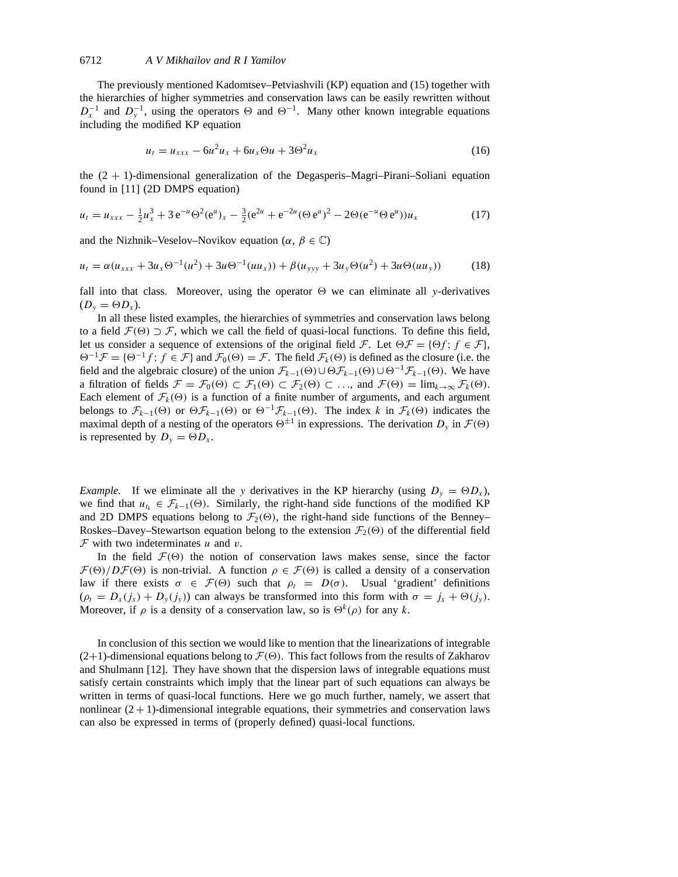The previously mentioned Kadomtsev–Petviashvili (KP) equation and (15) together with the hierarchies of higher symmetries and conservation laws can be easily rewritten without $D_x^{-1}$ and $D_y^{-1}$, using the operators $\Theta$ and $\Theta^{-1}$. Many other known integrable equations including the modified KP equation

$$u_t = u_{xxx} - 6u^2 u_x + 6u_x \Theta u + 3\Theta^2 u_x \tag{16}$$

the $(2+1)$-dimensional generalization of the Degasperis–Magri–Pirani–Soliani equation found in [11] (2D DMPS equation)

$$u_t = u_{xxx} - \tfrac{1}{2}u_x^3 + 3\,\mathrm{e}^{-u}\Theta^2(\mathrm{e}^u)_x - \tfrac{3}{2}(\mathrm{e}^{2u} + \mathrm{e}^{-2u}(\Theta\,\mathrm{e}^u)^2 - 2\Theta(\mathrm{e}^{-u}\Theta\,\mathrm{e}^u))u_x \tag{17}$$

and the Nizhnik–Veselov–Novikov equation ($\alpha, \beta \in \mathbb{C}$)

$$u_t = \alpha(u_{xxx} + 3u_x\Theta^{-1}(u^2) + 3u\Theta^{-1}(uu_x)) + \beta(u_{yyy} + 3u_y\Theta(u^2) + 3u\Theta(uu_y)) \tag{18}$$

fall into that class. Moreover, using the operator $\Theta$ we can eliminate all $y$-derivatives ($D_y = \Theta D_x$).

In all these listed examples, the hierarchies of symmetries and conservation laws belong to a field $\mathcal{F}(\Theta) \supset \mathcal{F}$, which we call the field of quasi-local functions. To define this field, let us consider a sequence of extensions of the original field $\mathcal{F}$. Let $\Theta\mathcal{F} = \{\Theta f;\ f \in \mathcal{F}\}$, $\Theta^{-1}\mathcal{F} = \{\Theta^{-1} f;\ f \in \mathcal{F}\}$ and $\mathcal{F}_0(\Theta) = \mathcal{F}$. The field $\mathcal{F}_k(\Theta)$ is defined as the closure (i.e. the field and the algebraic closure) of the union $\mathcal{F}_{k-1}(\Theta) \cup \Theta\mathcal{F}_{k-1}(\Theta) \cup \Theta^{-1}\mathcal{F}_{k-1}(\Theta)$. We have a filtration of fields $\mathcal{F} = \mathcal{F}_0(\Theta) \subset \mathcal{F}_1(\Theta) \subset \mathcal{F}_2(\Theta) \subset \ldots$, and $\mathcal{F}(\Theta) = \lim_{k\to\infty} \mathcal{F}_k(\Theta)$. Each element of $\mathcal{F}_k(\Theta)$ is a function of a finite number of arguments, and each argument belongs to $\mathcal{F}_{k-1}(\Theta)$ or $\Theta\mathcal{F}_{k-1}(\Theta)$ or $\Theta^{-1}\mathcal{F}_{k-1}(\Theta)$. The index $k$ in $\mathcal{F}_k(\Theta)$ indicates the maximal depth of a nesting of the operators $\Theta^{\pm 1}$ in expressions. The derivation $D_y$ in $\mathcal{F}(\Theta)$ is represented by $D_y = \Theta D_x$.

*Example.* If we eliminate all the $y$ derivatives in the KP hierarchy (using $D_y = \Theta D_x$), we find that $u_{t_k} \in \mathcal{F}_{k-1}(\Theta)$. Similarly, the right-hand side functions of the modified KP and 2D DMPS equations belong to $\mathcal{F}_2(\Theta)$, the right-hand side functions of the Benney–Roskes–Davey–Stewartson equation belong to the extension $\mathcal{F}_2(\Theta)$ of the differential field $\mathcal{F}$ with two indeterminates $u$ and $v$.

In the field $\mathcal{F}(\Theta)$ the notion of conservation laws makes sense, since the factor $\mathcal{F}(\Theta)/D\mathcal{F}(\Theta)$ is non-trivial. A function $\rho \in \mathcal{F}(\Theta)$ is called a density of a conservation law if there exists $\sigma \in \mathcal{F}(\Theta)$ such that $\rho_t = D(\sigma)$. Usual 'gradient' definitions ($\rho_t = D_x(j_x) + D_y(j_y)$) can always be transformed into this form with $\sigma = j_x + \Theta(j_y)$. Moreover, if $\rho$ is a density of a conservation law, so is $\Theta^k(\rho)$ for any $k$.

In conclusion of this section we would like to mention that the linearizations of integrable (2+1)-dimensional equations belong to $\mathcal{F}(\Theta)$. This fact follows from the results of Zakharov and Shulmann [12]. They have shown that the dispersion laws of integrable equations must satisfy certain constraints which imply that the linear part of such equations can always be written in terms of quasi-local functions. Here we go much further, namely, we assert that nonlinear $(2+1)$-dimensional integrable equations, their symmetries and conservation laws can also be expressed in terms of (properly defined) quasi-local functions.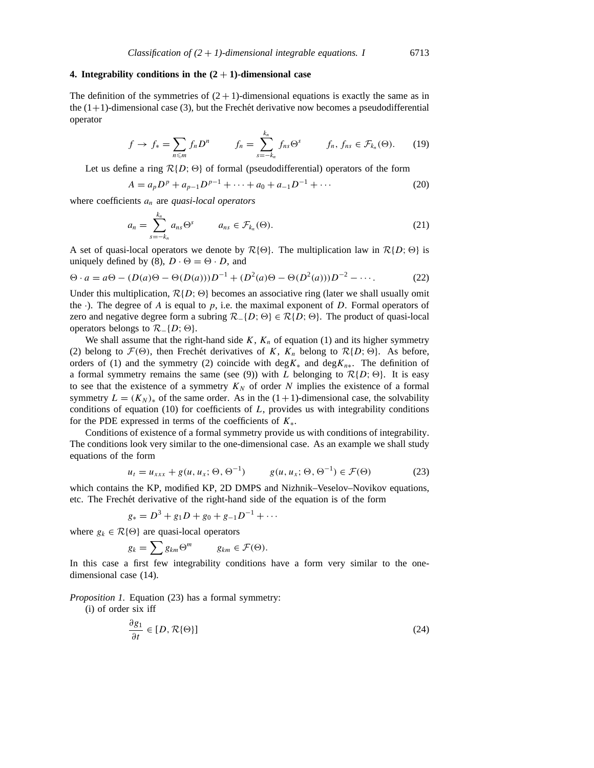## 4. Integrability conditions in the $(2+1)$-dimensional case

The definition of the symmetries of $(2+1)$-dimensional equations is exactly the same as in the $(1+1)$-dimensional case (3), but the Frechét derivative now becomes a pseudodifferential operator

$$f \to f_* = \sum_{n \leqslant m} f_n D^n \qquad f_n = \sum_{s=-k_n}^{k_n} f_{ns} \Theta^s \qquad f_n, f_{ns} \in \mathcal{F}_{k_n}(\Theta). \tag{19}$$

Let us define a ring $\mathcal{R}\{D; \Theta\}$ of formal (pseudodifferential) operators of the form

$$A = a_p D^p + a_{p-1} D^{p-1} + \cdots + a_0 + a_{-1} D^{-1} + \cdots \tag{20}$$

where coefficients $a_n$ are *quasi-local operators*

$$a_n = \sum_{s=-k_n}^{k_n} a_{ns} \Theta^s \qquad a_{ns} \in \mathcal{F}_{k_n}(\Theta). \tag{21}$$

A set of quasi-local operators we denote by $\mathcal{R}\{\Theta\}$. The multiplication law in $\mathcal{R}\{D; \Theta\}$ is uniquely defined by (8), $D \cdot \Theta = \Theta \cdot D$, and

$$\Theta \cdot a = a\Theta - (D(a)\Theta - \Theta(D(a)))D^{-1} + (D^2(a)\Theta - \Theta(D^2(a)))D^{-2} - \cdots. \tag{22}$$

Under this multiplication, $\mathcal{R}\{D; \Theta\}$ becomes an associative ring (later we shall usually omit the $\cdot$). The degree of $A$ is equal to $p$, i.e. the maximal exponent of $D$. Formal operators of zero and negative degree form a subring $\mathcal{R}_-\{D; \Theta\} \in \mathcal{R}\{D; \Theta\}$. The product of quasi-local operators belongs to $\mathcal{R}_-\{D; \Theta\}$.

We shall assume that the right-hand side $K$, $K_n$ of equation (1) and its higher symmetry (2) belong to $\mathcal{F}(\Theta)$, then Frechét derivatives of $K$, $K_n$ belong to $\mathcal{R}\{D; \Theta\}$. As before, orders of (1) and the symmetry (2) coincide with $\deg K_*$ and $\deg K_{n*}$. The definition of a formal symmetry remains the same (see (9)) with $L$ belonging to $\mathcal{R}\{D; \Theta\}$. It is easy to see that the existence of a symmetry $K_N$ of order $N$ implies the existence of a formal symmetry $L = (K_N)_*$ of the same order. As in the $(1+1)$-dimensional case, the solvability conditions of equation (10) for coefficients of $L$, provides us with integrability conditions for the PDE expressed in terms of the coefficients of $K_*$.

Conditions of existence of a formal symmetry provide us with conditions of integrability. The conditions look very similar to the one-dimensional case. As an example we shall study equations of the form

$$u_t = u_{xxx} + g(u, u_x; \Theta, \Theta^{-1}) \qquad g(u, u_x; \Theta, \Theta^{-1}) \in \mathcal{F}(\Theta) \tag{23}$$

which contains the KP, modified KP, 2D DMPS and Nizhnik–Veselov–Novikov equations, etc. The Frechét derivative of the right-hand side of the equation is of the form

$$g_* = D^3 + g_1 D + g_0 + g_{-1} D^{-1} + \cdots$$

where $g_k \in \mathcal{R}\{\Theta\}$ are quasi-local operators

$$g_k = \sum g_{km} \Theta^m \qquad g_{km} \in \mathcal{F}(\Theta).$$

In this case a first few integrability conditions have a form very similar to the one-dimensional case (14).

*Proposition 1.* Equation (23) has a formal symmetry:

(i) of order six iff

$$\frac{\partial g_1}{\partial t} \in [D, \mathcal{R}\{\Theta\}] \tag{24}$$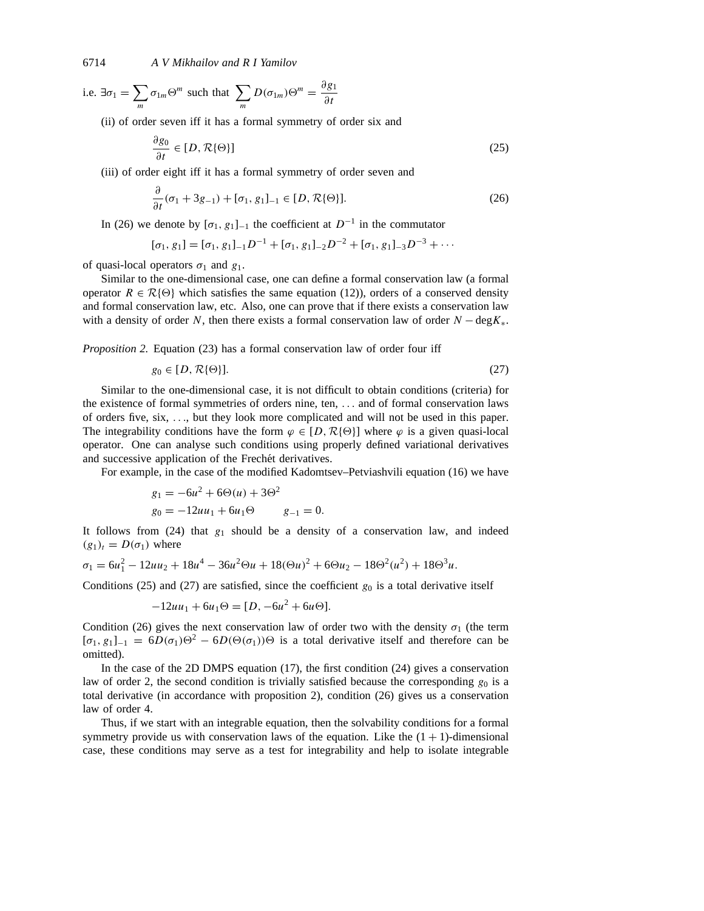i.e. $\exists \sigma_1 = \sum_m \sigma_{1m} \Theta^m$ such that $\sum_m D(\sigma_{1m}) \Theta^m = \frac{\partial g_1}{\partial t}$

(ii) of order seven iff it has a formal symmetry of order six and

$$\frac{\partial g_0}{\partial t} \in [D, \mathcal{R}\{\Theta\}] \tag{25}$$

(iii) of order eight iff it has a formal symmetry of order seven and

$$\frac{\partial}{\partial t}(\sigma_1 + 3g_{-1}) + [\sigma_1, g_1]_{-1} \in [D, \mathcal{R}\{\Theta\}]. \tag{26}$$

In (26) we denote by $[\sigma_1, g_1]_{-1}$ the coefficient at $D^{-1}$ in the commutator

$$[\sigma_1, g_1] = [\sigma_1, g_1]_{-1} D^{-1} + [\sigma_1, g_1]_{-2} D^{-2} + [\sigma_1, g_1]_{-3} D^{-3} + \cdots$$

of quasi-local operators $\sigma_1$ and $g_1$.

Similar to the one-dimensional case, one can define a formal conservation law (a formal operator $R \in \mathcal{R}\{\Theta\}$ which satisfies the same equation (12)), orders of a conserved density and formal conservation law, etc. Also, one can prove that if there exists a conservation law with a density of order $N$, then there exists a formal conservation law of order $N - \deg K_*$.

*Proposition 2.* Equation (23) has a formal conservation law of order four iff

$$g_0 \in [D, \mathcal{R}\{\Theta\}]. \tag{27}$$

Similar to the one-dimensional case, it is not difficult to obtain conditions (criteria) for the existence of formal symmetries of orders nine, ten, ... and of formal conservation laws of orders five, six, ..., but they look more complicated and will not be used in this paper. The integrability conditions have the form $\varphi \in [D, \mathcal{R}\{\Theta\}]$ where $\varphi$ is a given quasi-local operator. One can analyse such conditions using properly defined variational derivatives and successive application of the Frechét derivatives.

For example, in the case of the modified Kadomtsev–Petviashvili equation (16) we have

$$g_1 = -6u^2 + 6\Theta(u) + 3\Theta^2$$
$$g_0 = -12uu_1 + 6u_1\Theta \qquad g_{-1} = 0.$$

It follows from (24) that $g_1$ should be a density of a conservation law, and indeed $(g_1)_t = D(\sigma_1)$ where

$$\sigma_1 = 6u_1^2 - 12uu_2 + 18u^4 - 36u^2\Theta u + 18(\Theta u)^2 + 6\Theta u_2 - 18\Theta^2(u^2) + 18\Theta^3 u.$$

Conditions (25) and (27) are satisfied, since the coefficient $g_0$ is a total derivative itself

$$-12uu_1 + 6u_1\Theta = [D, -6u^2 + 6u\Theta].$$

Condition (26) gives the next conservation law of order two with the density $\sigma_1$ (the term $[\sigma_1, g_1]_{-1} = 6D(\sigma_1)\Theta^2 - 6D(\Theta(\sigma_1))\Theta$ is a total derivative itself and therefore can be omitted).

In the case of the 2D DMPS equation (17), the first condition (24) gives a conservation law of order 2, the second condition is trivially satisfied because the corresponding $g_0$ is a total derivative (in accordance with proposition 2), condition (26) gives us a conservation law of order 4.

Thus, if we start with an integrable equation, then the solvability conditions for a formal symmetry provide us with conservation laws of the equation. Like the $(1+1)$-dimensional case, these conditions may serve as a test for integrability and help to isolate integrable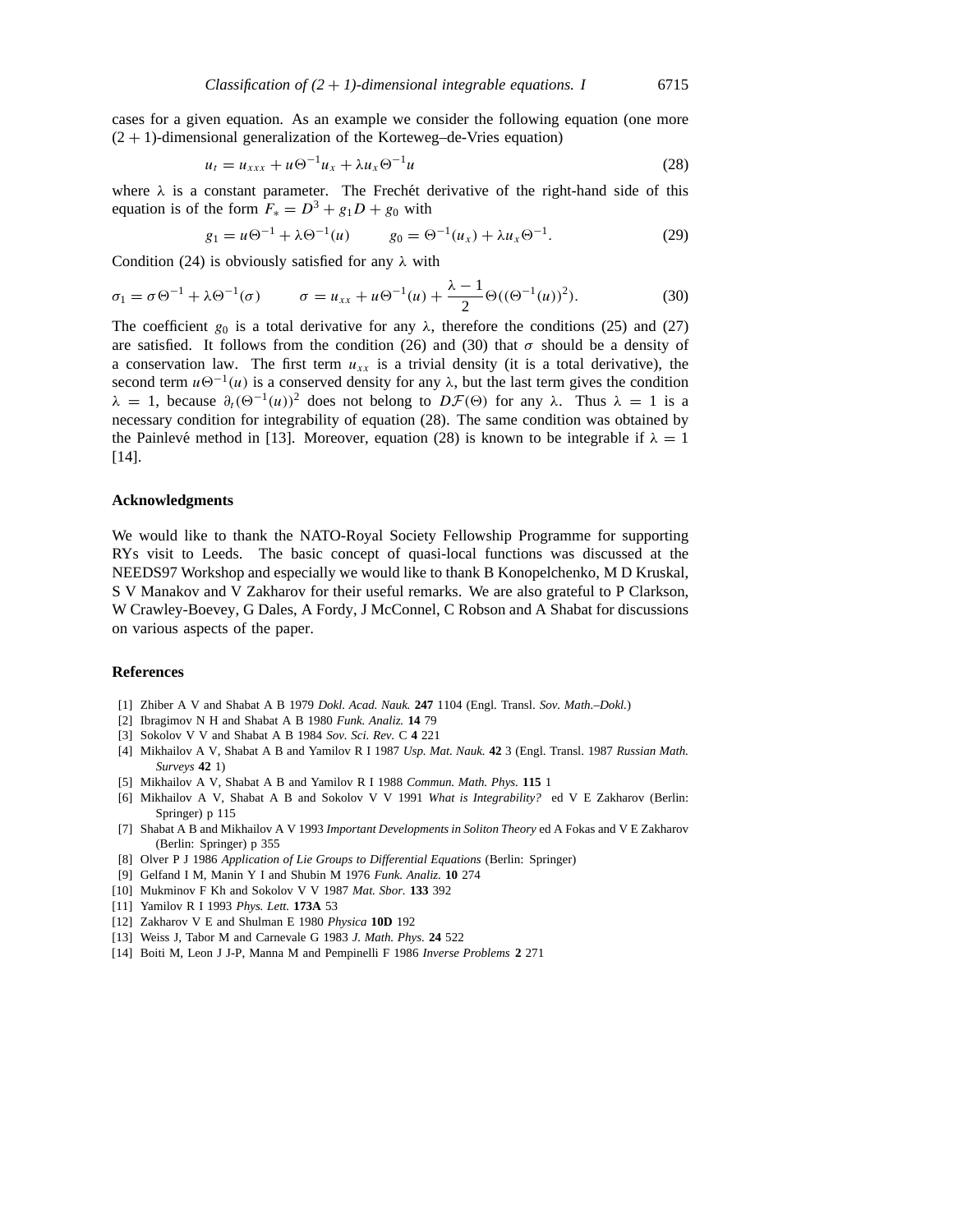cases for a given equation. As an example we consider the following equation (one more $(2+1)$-dimensional generalization of the Korteweg–de-Vries equation)

$$u_t = u_{xxx} + u\Theta^{-1}u_x + \lambda u_x \Theta^{-1} u \tag{28}$$

where $\lambda$ is a constant parameter. The Frechét derivative of the right-hand side of this equation is of the form $F_* = D^3 + g_1 D + g_0$ with

$$g_1 = u\Theta^{-1} + \lambda\Theta^{-1}(u) \qquad g_0 = \Theta^{-1}(u_x) + \lambda u_x \Theta^{-1}. \tag{29}$$

Condition (24) is obviously satisfied for any $\lambda$ with

$$\sigma_1 = \sigma\Theta^{-1} + \lambda\Theta^{-1}(\sigma) \qquad \sigma = u_{xx} + u\Theta^{-1}(u) + \frac{\lambda - 1}{2}\Theta((\Theta^{-1}(u))^2). \tag{30}$$

The coefficient $g_0$ is a total derivative for any $\lambda$, therefore the conditions (25) and (27) are satisfied. It follows from the condition (26) and (30) that $\sigma$ should be a density of a conservation law. The first term $u_{xx}$ is a trivial density (it is a total derivative), the second term $u\Theta^{-1}(u)$ is a conserved density for any $\lambda$, but the last term gives the condition $\lambda = 1$, because $\partial_t(\Theta^{-1}(u))^2$ does not belong to $D\mathcal{F}(\Theta)$ for any $\lambda$. Thus $\lambda = 1$ is a necessary condition for integrability of equation (28). The same condition was obtained by the Painlevé method in [13]. Moreover, equation (28) is known to be integrable if $\lambda = 1$ [14].

## Acknowledgments

We would like to thank the NATO-Royal Society Fellowship Programme for supporting RYs visit to Leeds. The basic concept of quasi-local functions was discussed at the NEEDS97 Workshop and especially we would like to thank B Konopelchenko, M D Kruskal, S V Manakov and V Zakharov for their useful remarks. We are also grateful to P Clarkson, W Crawley-Boevey, G Dales, A Fordy, J McConnel, C Robson and A Shabat for discussions on various aspects of the paper.

## References

[1] Zhiber A V and Shabat A B 1979 *Dokl. Acad. Nauk.* **247** 1104 (Engl. Transl. *Sov. Math.–Dokl.*)
[2] Ibragimov N H and Shabat A B 1980 *Funk. Analiz.* **14** 79
[3] Sokolov V V and Shabat A B 1984 *Sov. Sci. Rev.* C **4** 221
[4] Mikhailov A V, Shabat A B and Yamilov R I 1987 *Usp. Mat. Nauk.* **42** 3 (Engl. Transl. 1987 *Russian Math. Surveys* **42** 1)
[5] Mikhailov A V, Shabat A B and Yamilov R I 1988 *Commun. Math. Phys.* **115** 1
[6] Mikhailov A V, Shabat A B and Sokolov V V 1991 *What is Integrability?* ed V E Zakharov (Berlin: Springer) p 115
[7] Shabat A B and Mikhailov A V 1993 *Important Developments in Soliton Theory* ed A Fokas and V E Zakharov (Berlin: Springer) p 355
[8] Olver P J 1986 *Application of Lie Groups to Differential Equations* (Berlin: Springer)
[9] Gelfand I M, Manin Y I and Shubin M 1976 *Funk. Analiz.* **10** 274
[10] Mukminov F Kh and Sokolov V V 1987 *Mat. Sbor.* **133** 392
[11] Yamilov R I 1993 *Phys. Lett.* **173A** 53
[12] Zakharov V E and Shulman E 1980 *Physica* **10D** 192
[13] Weiss J, Tabor M and Carnevale G 1983 *J. Math. Phys.* **24** 522
[14] Boiti M, Leon J J-P, Manna M and Pempinelli F 1986 *Inverse Problems* **2** 271